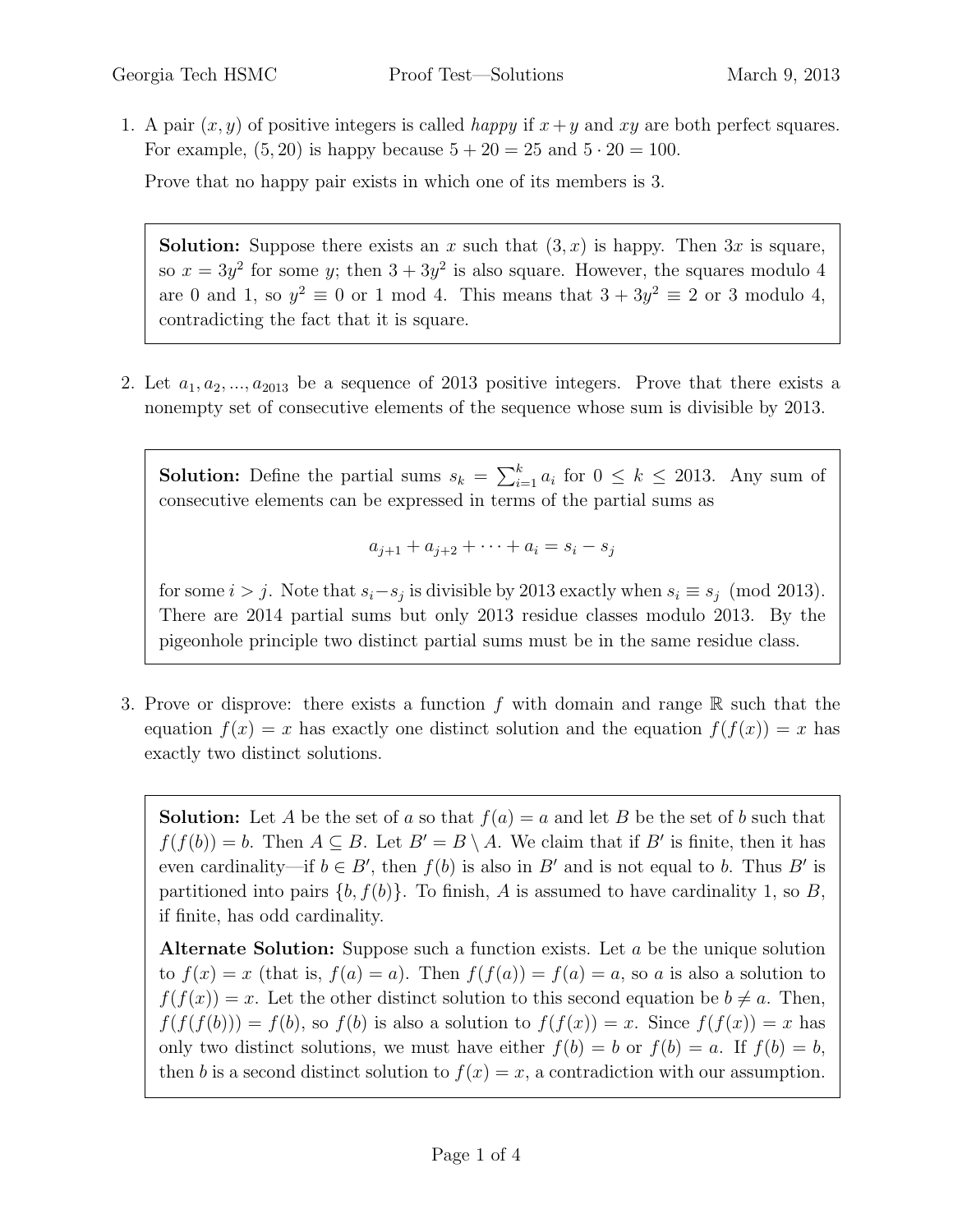1. A pair $(x, y)$ of positive integers is called *happy* if $x + y$ and $xy$ are both perfect squares. For example, $(5, 20)$ is happy because $5 + 20 = 25$ and $5 \cdot 20 = 100$.

   Prove that no happy pair exists in which one of its members is 3.

   > **Solution:** Suppose there exists an $x$ such that $(3, x)$ is happy. Then $3x$ is square, so $x = 3y^2$ for some $y$; then $3 + 3y^2$ is also square. However, the squares modulo 4 are 0 and 1, so $y^2 \equiv 0$ or 1 mod 4. This means that $3 + 3y^2 \equiv 2$ or 3 modulo 4, contradicting the fact that it is square.

2. Let $a_1, a_2, ..., a_{2013}$ be a sequence of 2013 positive integers. Prove that there exists a nonempty set of consecutive elements of the sequence whose sum is divisible by 2013.

   > **Solution:** Define the partial sums $s_k = \sum_{i=1}^{k} a_i$ for $0 \leq k \leq 2013$. Any sum of consecutive elements can be expressed in terms of the partial sums as
   >
   > $$a_{j+1} + a_{j+2} + \cdots + a_i = s_i - s_j$$
   >
   > for some $i > j$. Note that $s_i - s_j$ is divisible by 2013 exactly when $s_i \equiv s_j \pmod{2013}$. There are 2014 partial sums but only 2013 residue classes modulo 2013. By the pigeonhole principle two distinct partial sums must be in the same residue class.

3. Prove or disprove: there exists a function $f$ with domain and range $\mathbb{R}$ such that the equation $f(x) = x$ has exactly one distinct solution and the equation $f(f(x)) = x$ has exactly two distinct solutions.

   > **Solution:** Let $A$ be the set of $a$ so that $f(a) = a$ and let $B$ be the set of $b$ such that $f(f(b)) = b$. Then $A \subseteq B$. Let $B' = B \setminus A$. We claim that if $B'$ is finite, then it has even cardinality—if $b \in B'$, then $f(b)$ is also in $B'$ and is not equal to $b$. Thus $B'$ is partitioned into pairs $\{b, f(b)\}$. To finish, $A$ is assumed to have cardinality 1, so $B$, if finite, has odd cardinality.
   >
   > **Alternate Solution:** Suppose such a function exists. Let $a$ be the unique solution to $f(x) = x$ (that is, $f(a) = a$). Then $f(f(a)) = f(a) = a$, so $a$ is also a solution to $f(f(x)) = x$. Let the other distinct solution to this second equation be $b \neq a$. Then, $f(f(f(b))) = f(b)$, so $f(b)$ is also a solution to $f(f(x)) = x$. Since $f(f(x)) = x$ has only two distinct solutions, we must have either $f(b) = b$ or $f(b) = a$. If $f(b) = b$, then $b$ is a second distinct solution to $f(x) = x$, a contradiction with our assumption.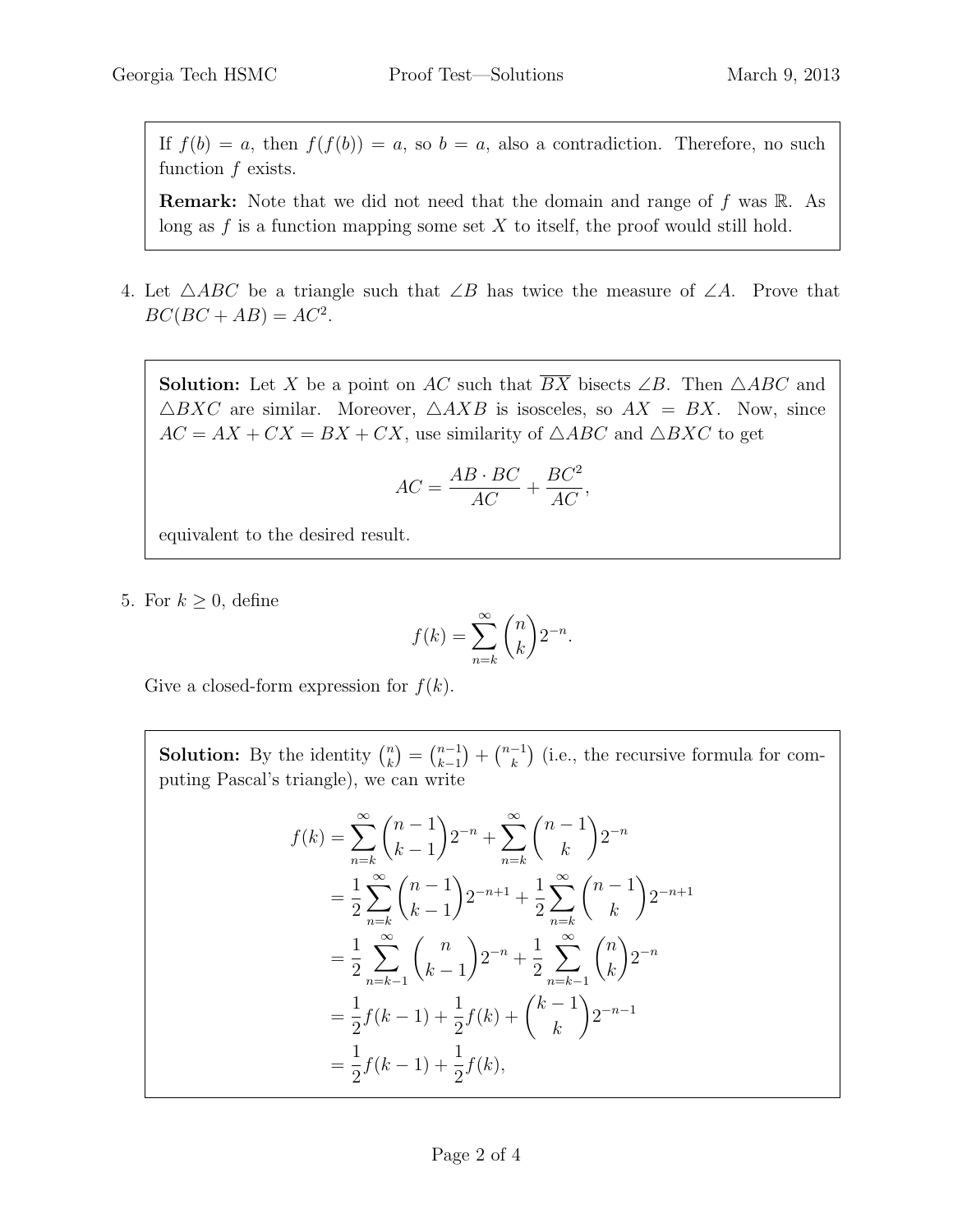If $f(b) = a$, then $f(f(b)) = a$, so $b = a$, also a contradiction. Therefore, no such function $f$ exists.

**Remark:** Note that we did not need that the domain and range of $f$ was $\mathbb{R}$. As long as $f$ is a function mapping some set $X$ to itself, the proof would still hold.

4. Let $\triangle ABC$ be a triangle such that $\angle B$ has twice the measure of $\angle A$. Prove that $BC(BC + AB) = AC^2$.

**Solution:** Let $X$ be a point on $AC$ such that $\overline{BX}$ bisects $\angle B$. Then $\triangle ABC$ and $\triangle BXC$ are similar. Moreover, $\triangle AXB$ is isosceles, so $AX = BX$. Now, since $AC = AX + CX = BX + CX$, use similarity of $\triangle ABC$ and $\triangle BXC$ to get

$$AC = \frac{AB \cdot BC}{AC} + \frac{BC^2}{AC},$$

equivalent to the desired result.

5. For $k \geq 0$, define

$$f(k) = \sum_{n=k}^{\infty} \binom{n}{k} 2^{-n}.$$

Give a closed-form expression for $f(k)$.

**Solution:** By the identity $\binom{n}{k} = \binom{n-1}{k-1} + \binom{n-1}{k}$ (i.e., the recursive formula for computing Pascal's triangle), we can write

$$\begin{aligned}
f(k) &= \sum_{n=k}^{\infty} \binom{n-1}{k-1} 2^{-n} + \sum_{n=k}^{\infty} \binom{n-1}{k} 2^{-n} \\
&= \frac{1}{2} \sum_{n=k}^{\infty} \binom{n-1}{k-1} 2^{-n+1} + \frac{1}{2} \sum_{n=k}^{\infty} \binom{n-1}{k} 2^{-n+1} \\
&= \frac{1}{2} \sum_{n=k-1}^{\infty} \binom{n}{k-1} 2^{-n} + \frac{1}{2} \sum_{n=k-1}^{\infty} \binom{n}{k} 2^{-n} \\
&= \frac{1}{2} f(k-1) + \frac{1}{2} f(k) + \binom{k-1}{k} 2^{-n-1} \\
&= \frac{1}{2} f(k-1) + \frac{1}{2} f(k),
\end{aligned}$$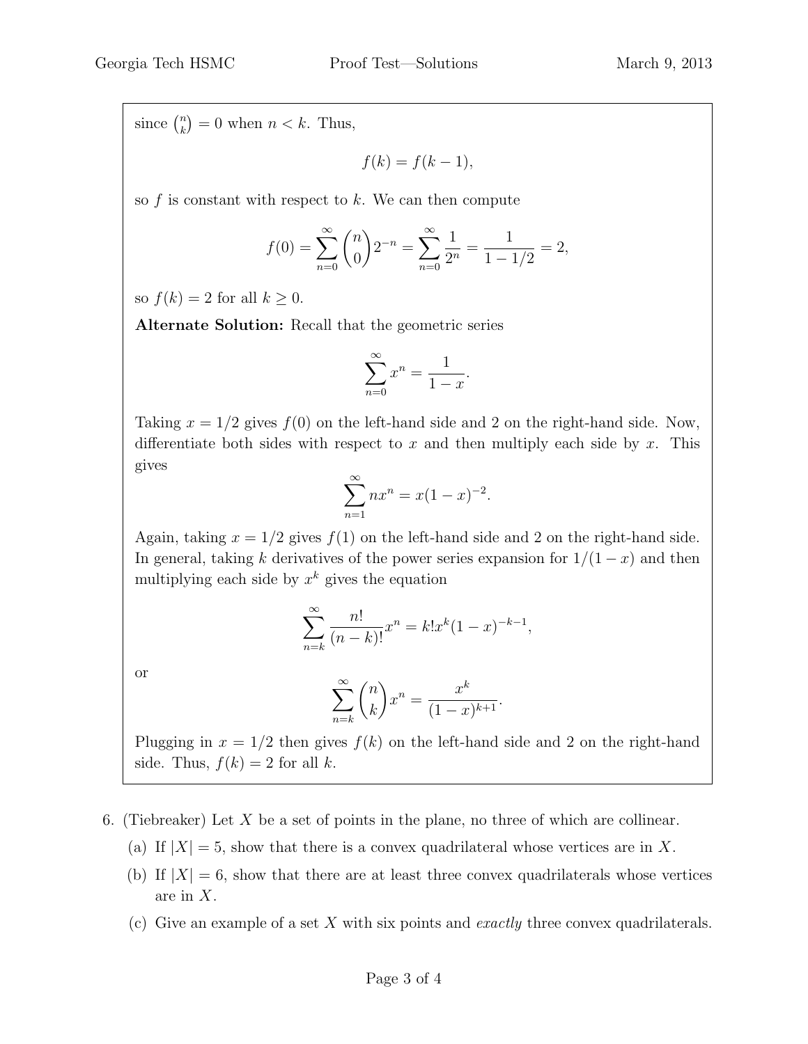since $\binom{n}{k} = 0$ when $n < k$. Thus,

$$f(k) = f(k-1),$$

so $f$ is constant with respect to $k$. We can then compute

$$f(0) = \sum_{n=0}^{\infty} \binom{n}{0} 2^{-n} = \sum_{n=0}^{\infty} \frac{1}{2^n} = \frac{1}{1 - 1/2} = 2,$$

so $f(k) = 2$ for all $k \geq 0$.

**Alternate Solution:** Recall that the geometric series

$$\sum_{n=0}^{\infty} x^n = \frac{1}{1-x}.$$

Taking $x = 1/2$ gives $f(0)$ on the left-hand side and 2 on the right-hand side. Now, differentiate both sides with respect to $x$ and then multiply each side by $x$. This gives

$$\sum_{n=1}^{\infty} n x^n = x(1-x)^{-2}.$$

Again, taking $x = 1/2$ gives $f(1)$ on the left-hand side and 2 on the right-hand side. In general, taking $k$ derivatives of the power series expansion for $1/(1-x)$ and then multiplying each side by $x^k$ gives the equation

$$\sum_{n=k}^{\infty} \frac{n!}{(n-k)!} x^n = k! x^k (1-x)^{-k-1},$$

or

$$\sum_{n=k}^{\infty} \binom{n}{k} x^n = \frac{x^k}{(1-x)^{k+1}}.$$

Plugging in $x = 1/2$ then gives $f(k)$ on the left-hand side and 2 on the right-hand side. Thus, $f(k) = 2$ for all $k$.

6. (Tiebreaker) Let $X$ be a set of points in the plane, no three of which are collinear.

   (a) If $|X| = 5$, show that there is a convex quadrilateral whose vertices are in $X$.

   (b) If $|X| = 6$, show that there are at least three convex quadrilaterals whose vertices are in $X$.

   (c) Give an example of a set $X$ with six points and *exactly* three convex quadrilaterals.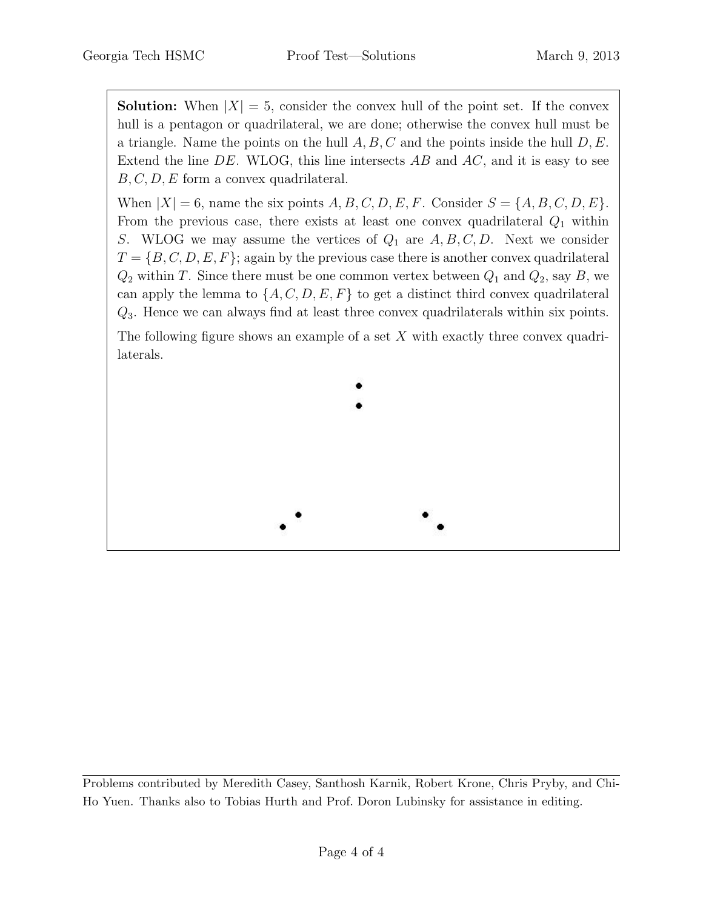**Solution:** When $|X| = 5$, consider the convex hull of the point set. If the convex hull is a pentagon or quadrilateral, we are done; otherwise the convex hull must be a triangle. Name the points on the hull $A, B, C$ and the points inside the hull $D, E$. Extend the line $DE$. WLOG, this line intersects $AB$ and $AC$, and it is easy to see $B, C, D, E$ form a convex quadrilateral.

When $|X| = 6$, name the six points $A, B, C, D, E, F$. Consider $S = \{A, B, C, D, E\}$. From the previous case, there exists at least one convex quadrilateral $Q_1$ within $S$. WLOG we may assume the vertices of $Q_1$ are $A, B, C, D$. Next we consider $T = \{B, C, D, E, F\}$; again by the previous case there is another convex quadrilateral $Q_2$ within $T$. Since there must be one common vertex between $Q_1$ and $Q_2$, say $B$, we can apply the lemma to $\{A, C, D, E, F\}$ to get a distinct third convex quadrilateral $Q_3$. Hence we can always find at least three convex quadrilaterals within six points.

The following figure shows an example of a set $X$ with exactly three convex quadrilaterals.

Problems contributed by Meredith Casey, Santhosh Karnik, Robert Krone, Chris Pryby, and Chi-Ho Yuen. Thanks also to Tobias Hurth and Prof. Doron Lubinsky for assistance in editing.